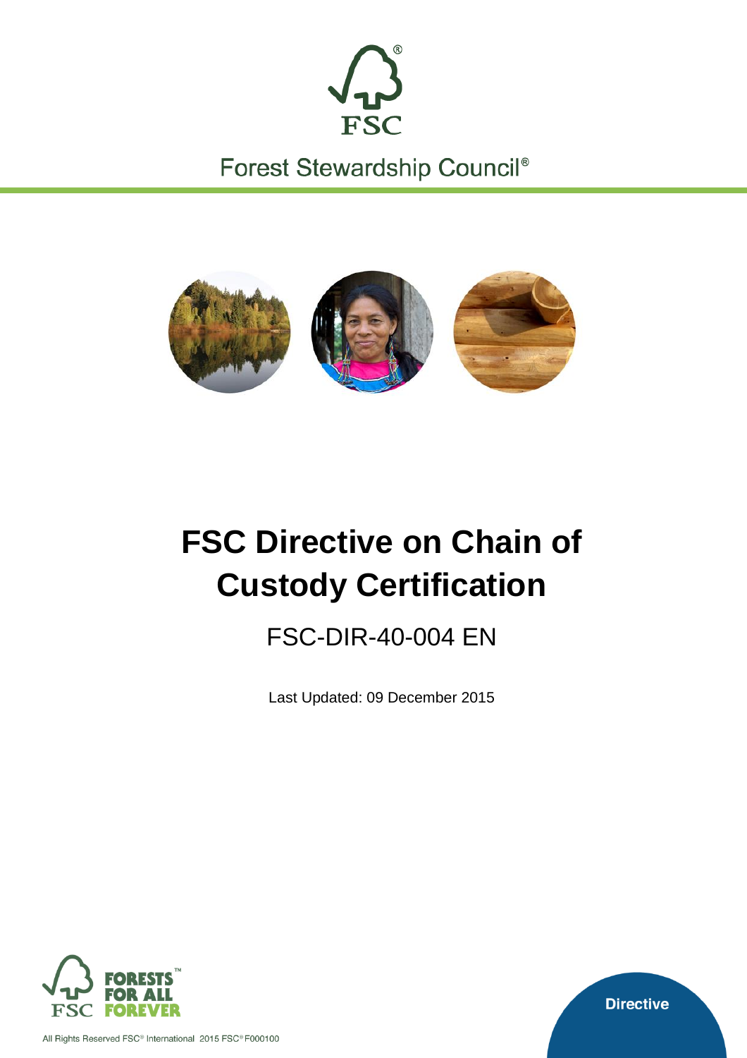Forest Stewardship Council®

# FSC Directive on Chain of Custody Certification

## FSC-DIR-40-004 EN

Last Updated: 09 December 2015

FORESTS FOR ALL FOREVER

Directive

All Rights Reserved FSC® International 2015 FSC® F000100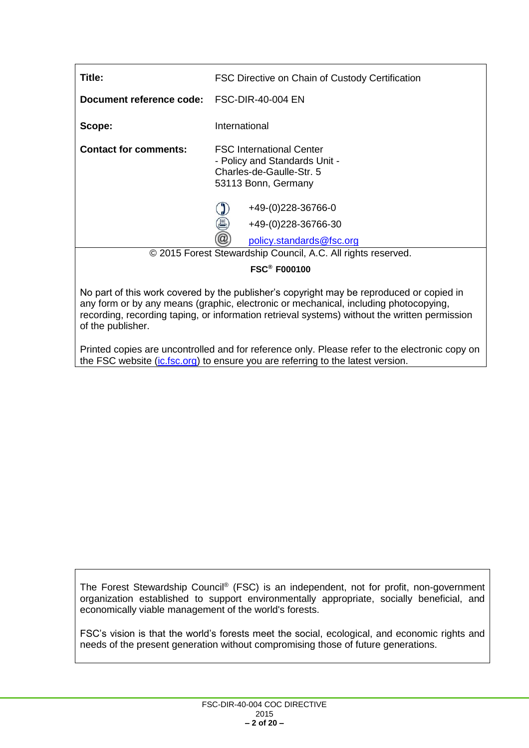| | |
|---|---|
| **Title:** | FSC Directive on Chain of Custody Certification |
| **Document reference code:** | FSC-DIR-40-004 EN |
| **Scope:** | International |
| **Contact for comments:** | FSC International Center<br>- Policy and Standards Unit -<br>Charles-de-Gaulle-Str. 5<br>53113 Bonn, Germany |
| | +49-(0)228-36766-0<br>+49-(0)228-36766-30<br>policy.standards@fsc.org |

© 2015 Forest Stewardship Council, A.C. All rights reserved.

**FSC® F000100**

No part of this work covered by the publisher's copyright may be reproduced or copied in any form or by any means (graphic, electronic or mechanical, including photocopying, recording, recording taping, or information retrieval systems) without the written permission of the publisher.

Printed copies are uncontrolled and for reference only. Please refer to the electronic copy on the FSC website (ic.fsc.org) to ensure you are referring to the latest version.

The Forest Stewardship Council® (FSC) is an independent, not for profit, non-government organization established to support environmentally appropriate, socially beneficial, and economically viable management of the world's forests.

FSC's vision is that the world's forests meet the social, ecological, and economic rights and needs of the present generation without compromising those of future generations.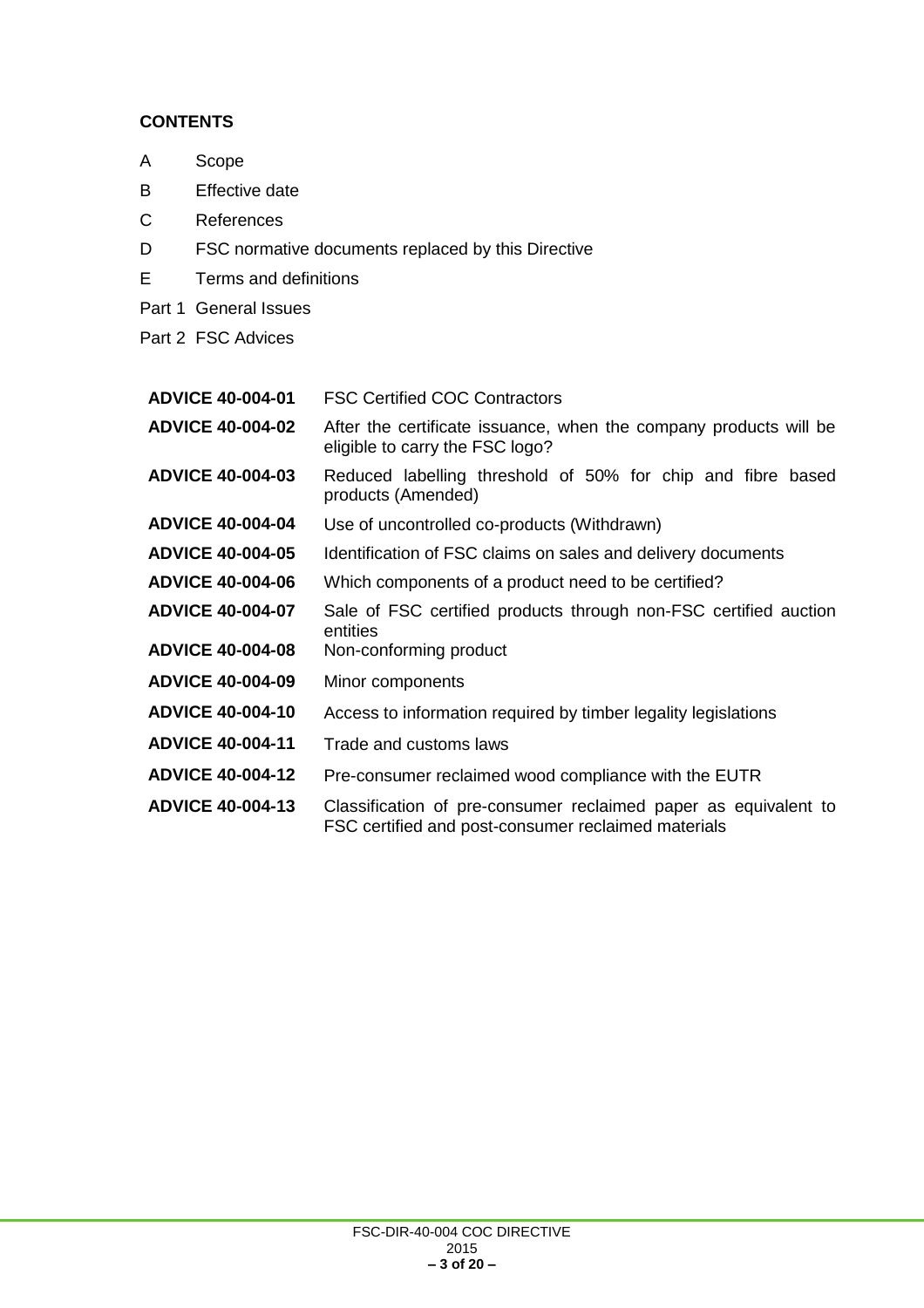**CONTENTS**

A Scope

B Effective date

C References

D FSC normative documents replaced by this Directive

E Terms and definitions

Part 1 General Issues

Part 2 FSC Advices

| | |
|---|---|
| **ADVICE 40-004-01** | FSC Certified COC Contractors |
| **ADVICE 40-004-02** | After the certificate issuance, when the company products will be eligible to carry the FSC logo? |
| **ADVICE 40-004-03** | Reduced labelling threshold of 50% for chip and fibre based products (Amended) |
| **ADVICE 40-004-04** | Use of uncontrolled co-products (Withdrawn) |
| **ADVICE 40-004-05** | Identification of FSC claims on sales and delivery documents |
| **ADVICE 40-004-06** | Which components of a product need to be certified? |
| **ADVICE 40-004-07** | Sale of FSC certified products through non-FSC certified auction entities |
| **ADVICE 40-004-08** | Non-conforming product |
| **ADVICE 40-004-09** | Minor components |
| **ADVICE 40-004-10** | Access to information required by timber legality legislations |
| **ADVICE 40-004-11** | Trade and customs laws |
| **ADVICE 40-004-12** | Pre-consumer reclaimed wood compliance with the EUTR |
| **ADVICE 40-004-13** | Classification of pre-consumer reclaimed paper as equivalent to FSC certified and post-consumer reclaimed materials |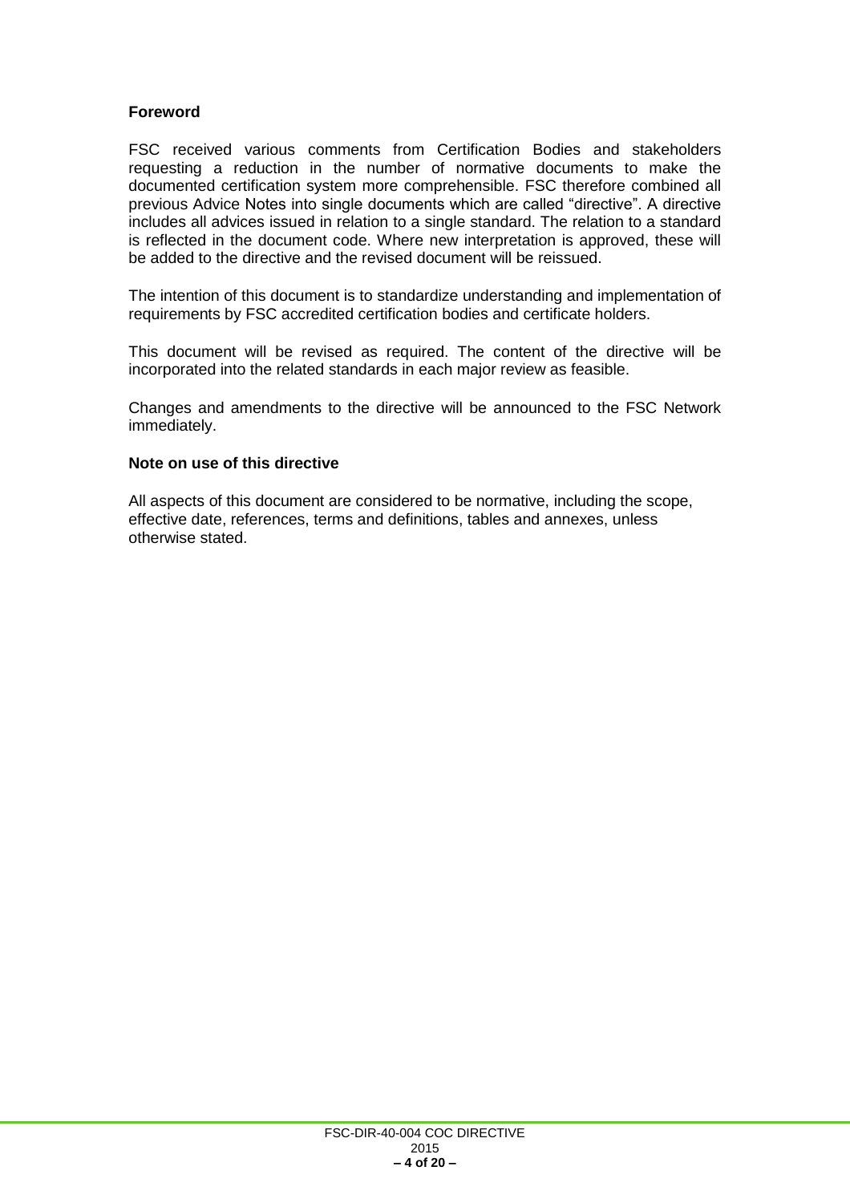**Foreword**

FSC received various comments from Certification Bodies and stakeholders requesting a reduction in the number of normative documents to make the documented certification system more comprehensible. FSC therefore combined all previous Advice Notes into single documents which are called "directive". A directive includes all advices issued in relation to a single standard. The relation to a standard is reflected in the document code. Where new interpretation is approved, these will be added to the directive and the revised document will be reissued.

The intention of this document is to standardize understanding and implementation of requirements by FSC accredited certification bodies and certificate holders.

This document will be revised as required. The content of the directive will be incorporated into the related standards in each major review as feasible.

Changes and amendments to the directive will be announced to the FSC Network immediately.

**Note on use of this directive**

All aspects of this document are considered to be normative, including the scope, effective date, references, terms and definitions, tables and annexes, unless otherwise stated.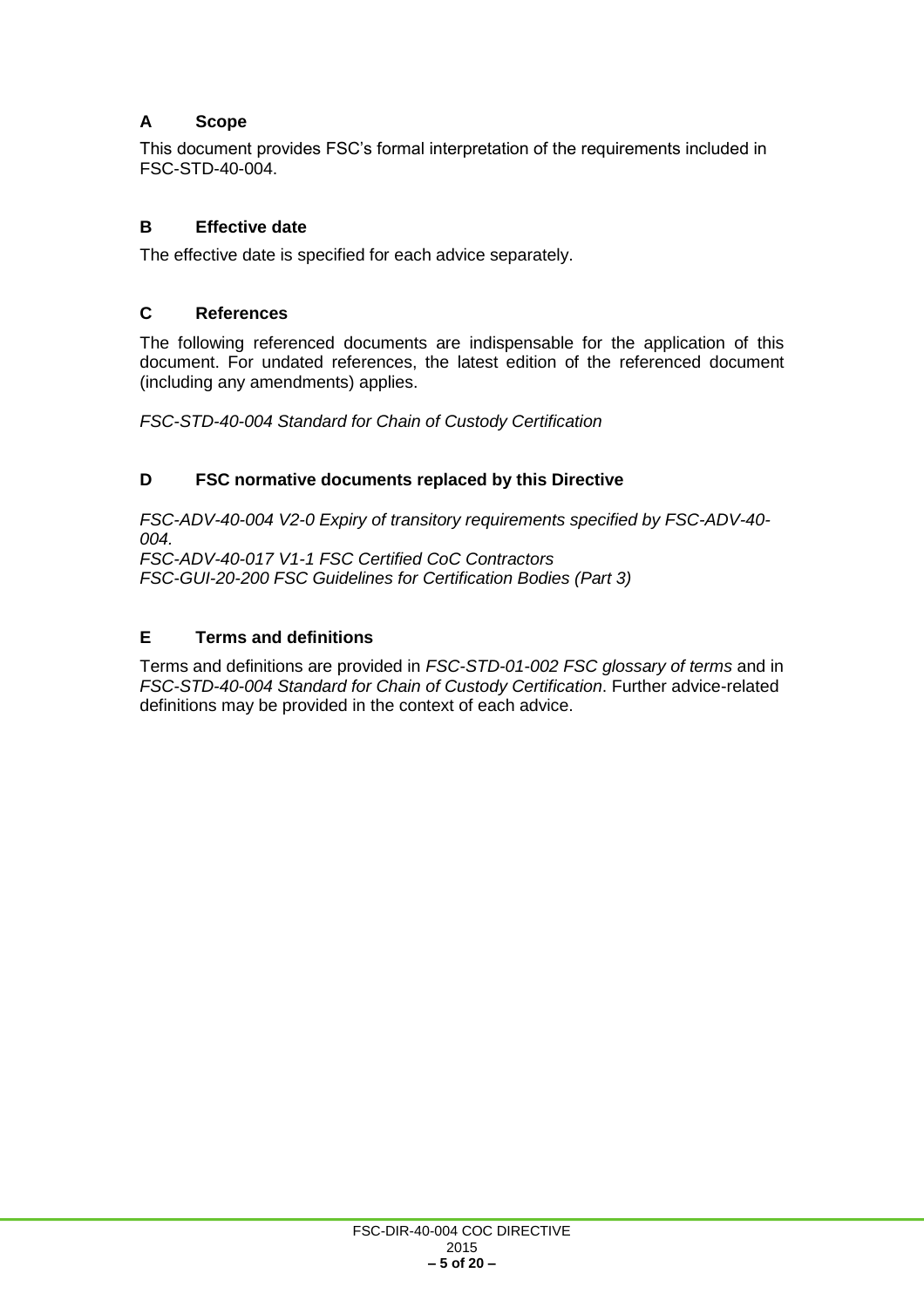## A Scope

This document provides FSC's formal interpretation of the requirements included in FSC-STD-40-004.

## B Effective date

The effective date is specified for each advice separately.

## C References

The following referenced documents are indispensable for the application of this document. For undated references, the latest edition of the referenced document (including any amendments) applies.

*FSC-STD-40-004 Standard for Chain of Custody Certification*

## D FSC normative documents replaced by this Directive

*FSC-ADV-40-004 V2-0 Expiry of transitory requirements specified by FSC-ADV-40-004.*
*FSC-ADV-40-017 V1-1 FSC Certified CoC Contractors*
*FSC-GUI-20-200 FSC Guidelines for Certification Bodies (Part 3)*

## E Terms and definitions

Terms and definitions are provided in *FSC-STD-01-002 FSC glossary of terms* and in *FSC-STD-40-004 Standard for Chain of Custody Certification*. Further advice-related definitions may be provided in the context of each advice.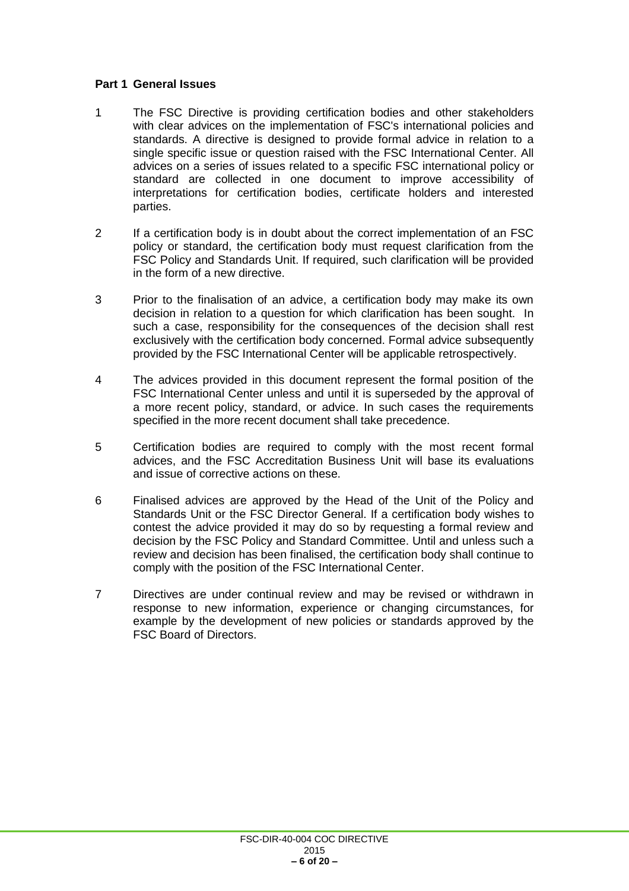**Part 1 General Issues**

1 The FSC Directive is providing certification bodies and other stakeholders with clear advices on the implementation of FSC's international policies and standards. A directive is designed to provide formal advice in relation to a single specific issue or question raised with the FSC International Center. All advices on a series of issues related to a specific FSC international policy or standard are collected in one document to improve accessibility of interpretations for certification bodies, certificate holders and interested parties.

2 If a certification body is in doubt about the correct implementation of an FSC policy or standard, the certification body must request clarification from the FSC Policy and Standards Unit. If required, such clarification will be provided in the form of a new directive.

3 Prior to the finalisation of an advice, a certification body may make its own decision in relation to a question for which clarification has been sought. In such a case, responsibility for the consequences of the decision shall rest exclusively with the certification body concerned. Formal advice subsequently provided by the FSC International Center will be applicable retrospectively.

4 The advices provided in this document represent the formal position of the FSC International Center unless and until it is superseded by the approval of a more recent policy, standard, or advice. In such cases the requirements specified in the more recent document shall take precedence.

5 Certification bodies are required to comply with the most recent formal advices, and the FSC Accreditation Business Unit will base its evaluations and issue of corrective actions on these.

6 Finalised advices are approved by the Head of the Unit of the Policy and Standards Unit or the FSC Director General. If a certification body wishes to contest the advice provided it may do so by requesting a formal review and decision by the FSC Policy and Standard Committee. Until and unless such a review and decision has been finalised, the certification body shall continue to comply with the position of the FSC International Center.

7 Directives are under continual review and may be revised or withdrawn in response to new information, experience or changing circumstances, for example by the development of new policies or standards approved by the FSC Board of Directors.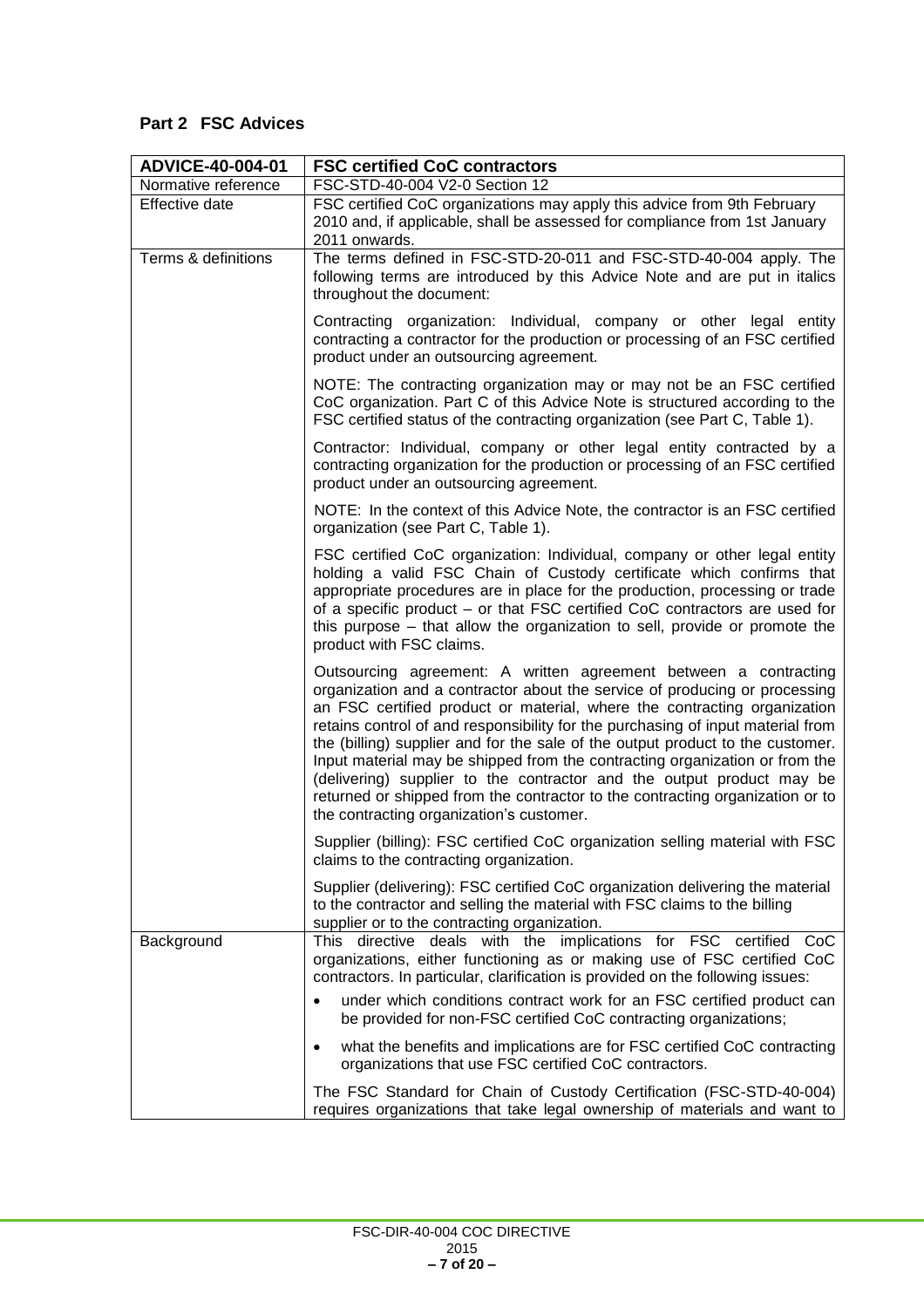## Part 2 FSC Advices

| ADVICE-40-004-01 | FSC certified CoC contractors |
| --- | --- |
| Normative reference | FSC-STD-40-004 V2-0 Section 12 |
| Effective date | FSC certified CoC organizations may apply this advice from 9th February 2010 and, if applicable, shall be assessed for compliance from 1st January 2011 onwards. |
| Terms & definitions | The terms defined in FSC-STD-20-011 and FSC-STD-40-004 apply. The following terms are introduced by this Advice Note and are put in italics throughout the document:<br><br>Contracting organization: Individual, company or other legal entity contracting a contractor for the production or processing of an FSC certified product under an outsourcing agreement.<br><br>NOTE: The contracting organization may or may not be an FSC certified CoC organization. Part C of this Advice Note is structured according to the FSC certified status of the contracting organization (see Part C, Table 1).<br><br>Contractor: Individual, company or other legal entity contracted by a contracting organization for the production or processing of an FSC certified product under an outsourcing agreement.<br><br>NOTE: In the context of this Advice Note, the contractor is an FSC certified organization (see Part C, Table 1).<br><br>FSC certified CoC organization: Individual, company or other legal entity holding a valid FSC Chain of Custody certificate which confirms that appropriate procedures are in place for the production, processing or trade of a specific product – or that FSC certified CoC contractors are used for this purpose – that allow the organization to sell, provide or promote the product with FSC claims.<br><br>Outsourcing agreement: A written agreement between a contracting organization and a contractor about the service of producing or processing an FSC certified product or material, where the contracting organization retains control of and responsibility for the purchasing of input material from the (billing) supplier and for the sale of the output product to the customer. Input material may be shipped from the contracting organization or from the (delivering) supplier to the contractor and the output product may be returned or shipped from the contractor to the contracting organization or to the contracting organization's customer.<br><br>Supplier (billing): FSC certified CoC organization selling material with FSC claims to the contracting organization.<br><br>Supplier (delivering): FSC certified CoC organization delivering the material to the contractor and selling the material with FSC claims to the billing supplier or to the contracting organization. |
| Background | This directive deals with the implications for FSC certified CoC organizations, either functioning as or making use of FSC certified CoC contractors. In particular, clarification is provided on the following issues:<br><br>• under which conditions contract work for an FSC certified product can be provided for non-FSC certified CoC contracting organizations;<br><br>• what the benefits and implications are for FSC certified CoC contracting organizations that use FSC certified CoC contractors.<br><br>The FSC Standard for Chain of Custody Certification (FSC-STD-40-004) requires organizations that take legal ownership of materials and want to |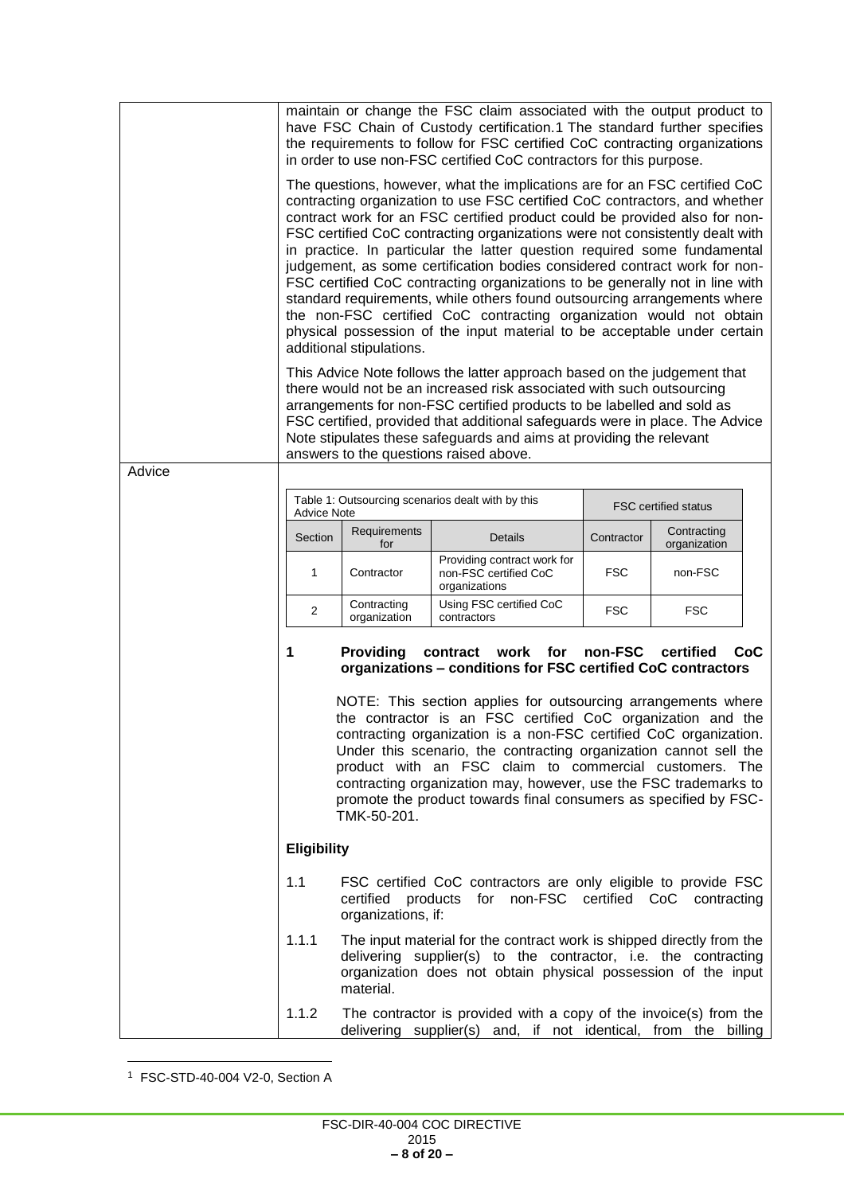maintain or change the FSC claim associated with the output product to have FSC Chain of Custody certification.[1] The standard further specifies the requirements to follow for FSC certified CoC contracting organizations in order to use non-FSC certified CoC contractors for this purpose.

The questions, however, what the implications are for an FSC certified CoC contracting organization to use FSC certified CoC contractors, and whether contract work for an FSC certified product could be provided also for non-FSC certified CoC contracting organizations were not consistently dealt with in practice. In particular the latter question required some fundamental judgement, as some certification bodies considered contract work for non-FSC certified CoC contracting organizations to be generally not in line with standard requirements, while others found outsourcing arrangements where the non-FSC certified CoC contracting organization would not obtain physical possession of the input material to be acceptable under certain additional stipulations.

This Advice Note follows the latter approach based on the judgement that there would not be an increased risk associated with such outsourcing arrangements for non-FSC certified products to be labelled and sold as FSC certified, provided that additional safeguards were in place. The Advice Note stipulates these safeguards and aims at providing the relevant answers to the questions raised above.

**Advice**

| Table 1: Outsourcing scenarios dealt with by this Advice Note | | | FSC certified status | |
|---|---|---|---|---|
| Section | Requirements for | Details | Contractor | Contracting organization |
| 1 | Contractor | Providing contract work for non-FSC certified CoC organizations | FSC | non-FSC |
| 2 | Contracting organization | Using FSC certified CoC contractors | FSC | FSC |

### 1 Providing contract work for non-FSC certified CoC organizations – conditions for FSC certified CoC contractors

NOTE: This section applies for outsourcing arrangements where the contractor is an FSC certified CoC organization and the contracting organization is a non-FSC certified CoC organization. Under this scenario, the contracting organization cannot sell the product with an FSC claim to commercial customers. The contracting organization may, however, use the FSC trademarks to promote the product towards final consumers as specified by FSC-TMK-50-201.

**Eligibility**

1.1 FSC certified CoC contractors are only eligible to provide FSC certified products for non-FSC certified CoC contracting organizations, if:

1.1.1 The input material for the contract work is shipped directly from the delivering supplier(s) to the contractor, i.e. the contracting organization does not obtain physical possession of the input material.

1.1.2 The contractor is provided with a copy of the invoice(s) from the delivering supplier(s) and, if not identical, from the billing

[1] FSC-STD-40-004 V2-0, Section A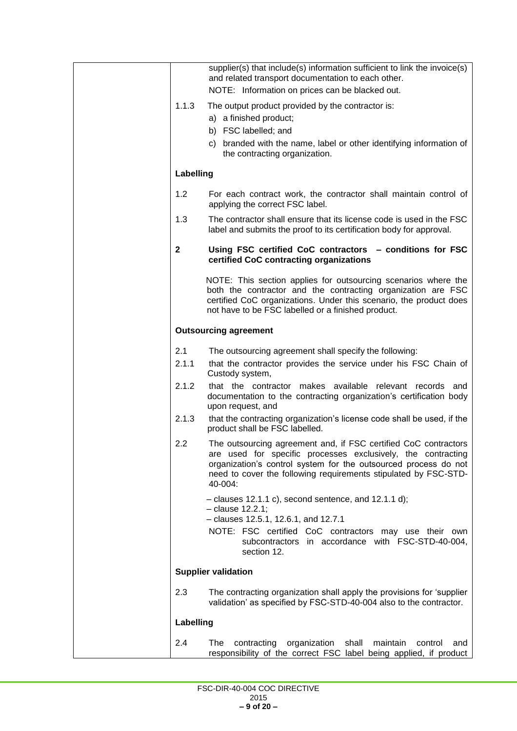supplier(s) that include(s) information sufficient to link the invoice(s) and related transport documentation to each other.

NOTE: Information on prices can be blacked out.

1.1.3 The output product provided by the contractor is:

a) a finished product;

b) FSC labelled; and

c) branded with the name, label or other identifying information of the contracting organization.

**Labelling**

1.2 For each contract work, the contractor shall maintain control of applying the correct FSC label.

1.3 The contractor shall ensure that its license code is used in the FSC label and submits the proof to its certification body for approval.

**2 Using FSC certified CoC contractors – conditions for FSC certified CoC contracting organizations**

NOTE: This section applies for outsourcing scenarios where the both the contractor and the contracting organization are FSC certified CoC organizations. Under this scenario, the product does not have to be FSC labelled or a finished product.

**Outsourcing agreement**

2.1 The outsourcing agreement shall specify the following:

2.1.1 that the contractor provides the service under his FSC Chain of Custody system,

2.1.2 that the contractor makes available relevant records and documentation to the contracting organization's certification body upon request, and

2.1.3 that the contracting organization's license code shall be used, if the product shall be FSC labelled.

2.2 The outsourcing agreement and, if FSC certified CoC contractors are used for specific processes exclusively, the contracting organization's control system for the outsourced process do not need to cover the following requirements stipulated by FSC-STD-40-004:

– clauses 12.1.1 c), second sentence, and 12.1.1 d);
– clause 12.2.1;
– clauses 12.5.1, 12.6.1, and 12.7.1

NOTE: FSC certified CoC contractors may use their own subcontractors in accordance with FSC-STD-40-004, section 12.

**Supplier validation**

2.3 The contracting organization shall apply the provisions for 'supplier validation' as specified by FSC-STD-40-004 also to the contractor.

**Labelling**

2.4 The contracting organization shall maintain control and responsibility of the correct FSC label being applied, if product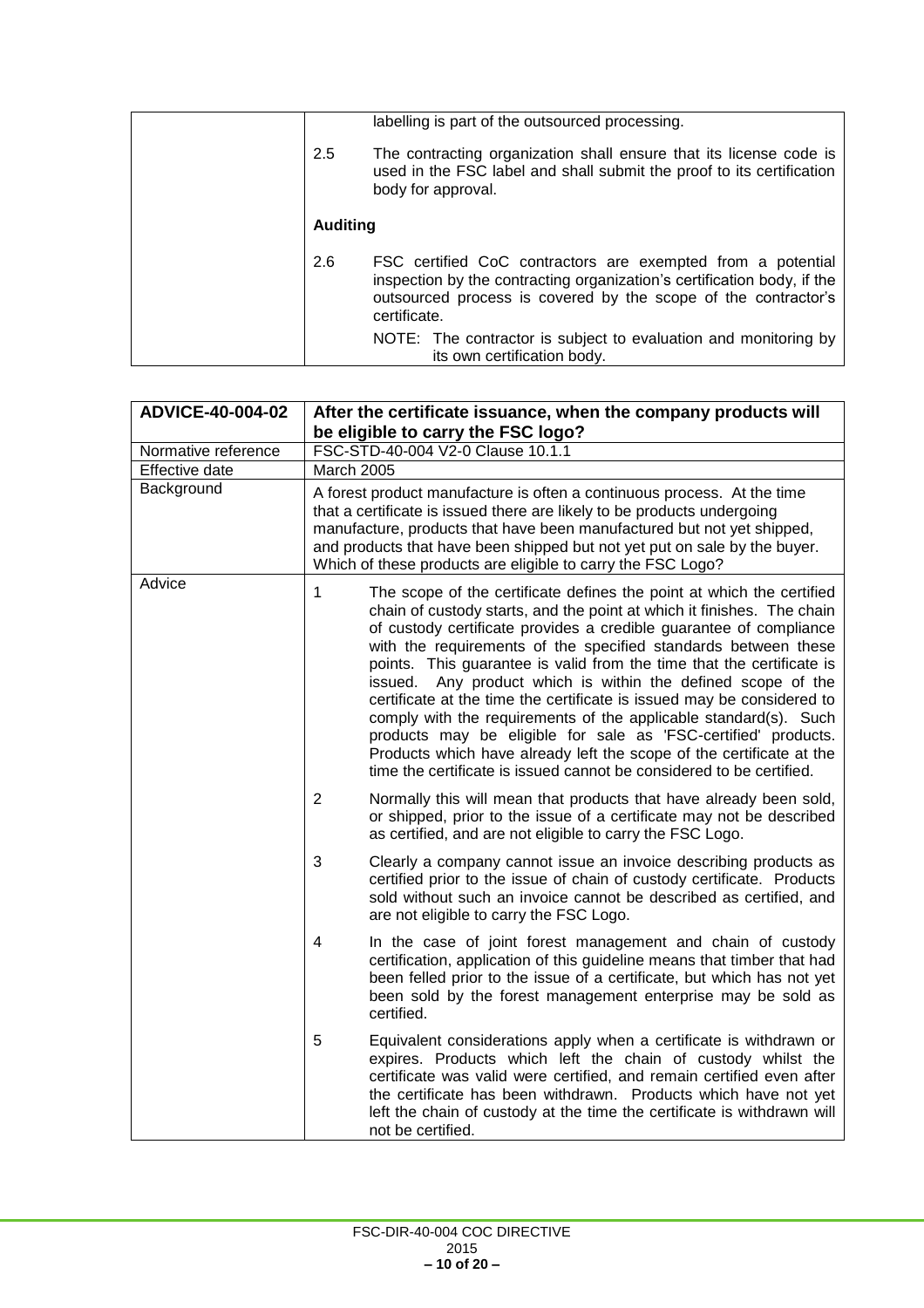| | |
|---|---|
| | labelling is part of the outsourced processing.<br><br>2.5 The contracting organization shall ensure that its license code is used in the FSC label and shall submit the proof to its certification body for approval.<br><br>**Auditing**<br><br>2.6 FSC certified CoC contractors are exempted from a potential inspection by the contracting organization's certification body, if the outsourced process is covered by the scope of the contractor's certificate.<br><br>NOTE: The contractor is subject to evaluation and monitoring by its own certification body. |

| **ADVICE-40-004-02** | **After the certificate issuance, when the company products will be eligible to carry the FSC logo?** |
|---|---|
| Normative reference | FSC-STD-40-004 V2-0 Clause 10.1.1 |
| Effective date | March 2005 |
| Background | A forest product manufacture is often a continuous process. At the time that a certificate is issued there are likely to be products undergoing manufacture, products that have been manufactured but not yet shipped, and products that have been shipped but not yet put on sale by the buyer. Which of these products are eligible to carry the FSC Logo? |
| Advice | 1 The scope of the certificate defines the point at which the certified chain of custody starts, and the point at which it finishes. The chain of custody certificate provides a credible guarantee of compliance with the requirements of the specified standards between these points. This guarantee is valid from the time that the certificate is issued. Any product which is within the defined scope of the certificate at the time the certificate is issued may be considered to comply with the requirements of the applicable standard(s). Such products may be eligible for sale as 'FSC-certified' products. Products which have already left the scope of the certificate at the time the certificate is issued cannot be considered to be certified.<br><br>2 Normally this will mean that products that have already been sold, or shipped, prior to the issue of a certificate may not be described as certified, and are not eligible to carry the FSC Logo.<br><br>3 Clearly a company cannot issue an invoice describing products as certified prior to the issue of chain of custody certificate. Products sold without such an invoice cannot be described as certified, and are not eligible to carry the FSC Logo.<br><br>4 In the case of joint forest management and chain of custody certification, application of this guideline means that timber that had been felled prior to the issue of a certificate, but which has not yet been sold by the forest management enterprise may be sold as certified.<br><br>5 Equivalent considerations apply when a certificate is withdrawn or expires. Products which left the chain of custody whilst the certificate was valid were certified, and remain certified even after the certificate has been withdrawn. Products which have not yet left the chain of custody at the time the certificate is withdrawn will not be certified. |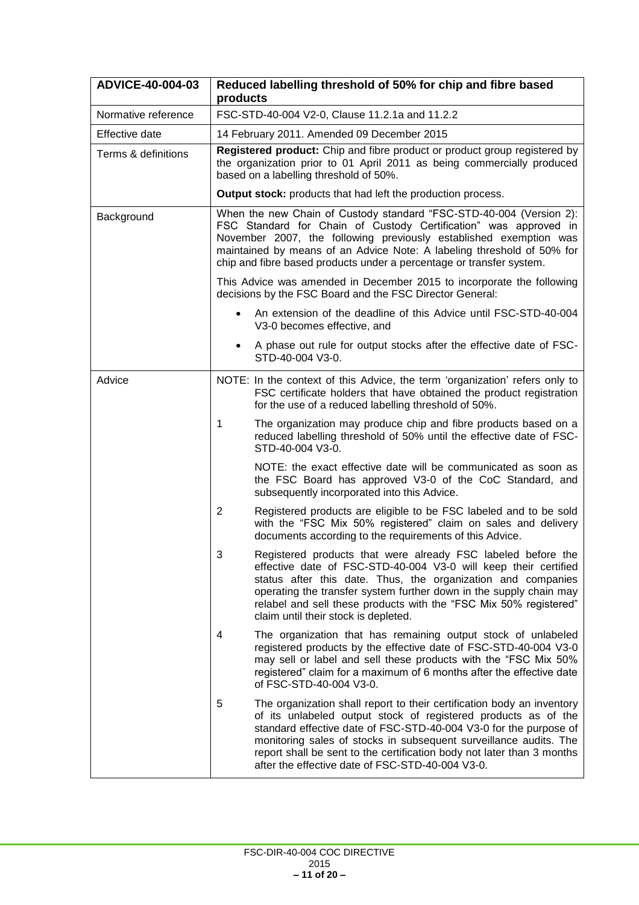| ADVICE-40-004-03 | Reduced labelling threshold of 50% for chip and fibre based products |
|---|---|
| Normative reference | FSC-STD-40-004 V2-0, Clause 11.2.1a and 11.2.2 |
| Effective date | 14 February 2011. Amended 09 December 2015 |
| Terms & definitions | **Registered product:** Chip and fibre product or product group registered by the organization prior to 01 April 2011 as being commercially produced based on a labelling threshold of 50%.<br><br>**Output stock:** products that had left the production process. |
| Background | When the new Chain of Custody standard "FSC-STD-40-004 (Version 2): FSC Standard for Chain of Custody Certification" was approved in November 2007, the following previously established exemption was maintained by means of an Advice Note: A labeling threshold of 50% for chip and fibre based products under a percentage or transfer system.<br><br>This Advice was amended in December 2015 to incorporate the following decisions by the FSC Board and the FSC Director General:<br><br>• An extension of the deadline of this Advice until FSC-STD-40-004 V3-0 becomes effective, and<br><br>• A phase out rule for output stocks after the effective date of FSC-STD-40-004 V3-0. |
| Advice | NOTE: In the context of this Advice, the term 'organization' refers only to FSC certificate holders that have obtained the product registration for the use of a reduced labelling threshold of 50%.<br><br>1 The organization may produce chip and fibre products based on a reduced labelling threshold of 50% until the effective date of FSC-STD-40-004 V3-0.<br><br>NOTE: the exact effective date will be communicated as soon as the FSC Board has approved V3-0 of the CoC Standard, and subsequently incorporated into this Advice.<br><br>2 Registered products are eligible to be FSC labeled and to be sold with the "FSC Mix 50% registered" claim on sales and delivery documents according to the requirements of this Advice.<br><br>3 Registered products that were already FSC labeled before the effective date of FSC-STD-40-004 V3-0 will keep their certified status after this date. Thus, the organization and companies operating the transfer system further down in the supply chain may relabel and sell these products with the "FSC Mix 50% registered" claim until their stock is depleted.<br><br>4 The organization that has remaining output stock of unlabeled registered products by the effective date of FSC-STD-40-004 V3-0 may sell or label and sell these products with the "FSC Mix 50% registered" claim for a maximum of 6 months after the effective date of FSC-STD-40-004 V3-0.<br><br>5 The organization shall report to their certification body an inventory of its unlabeled output stock of registered products as of the standard effective date of FSC-STD-40-004 V3-0 for the purpose of monitoring sales of stocks in subsequent surveillance audits. The report shall be sent to the certification body not later than 3 months after the effective date of FSC-STD-40-004 V3-0. |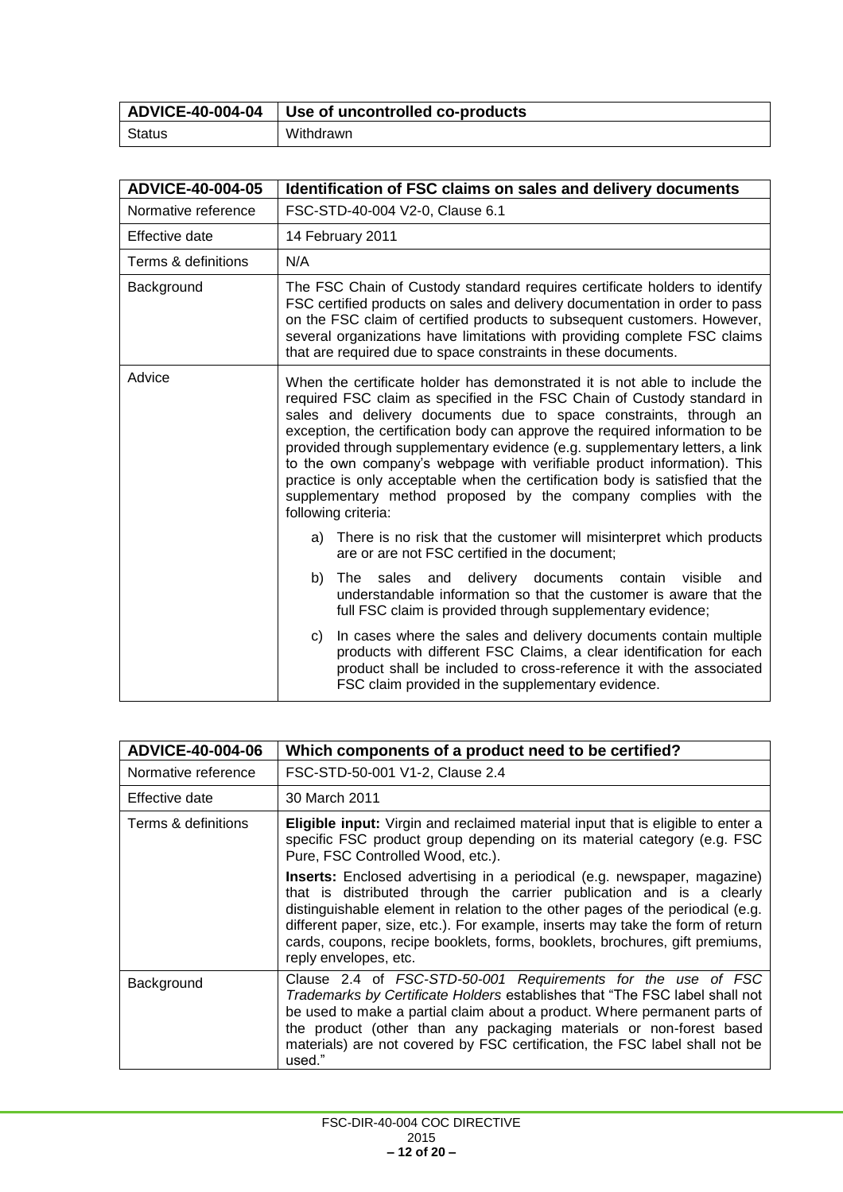| ADVICE-40-004-04 | Use of uncontrolled co-products |
| --- | --- |
| Status | Withdrawn |

| ADVICE-40-004-05 | Identification of FSC claims on sales and delivery documents |
| --- | --- |
| Normative reference | FSC-STD-40-004 V2-0, Clause 6.1 |
| Effective date | 14 February 2011 |
| Terms & definitions | N/A |
| Background | The FSC Chain of Custody standard requires certificate holders to identify FSC certified products on sales and delivery documentation in order to pass on the FSC claim of certified products to subsequent customers. However, several organizations have limitations with providing complete FSC claims that are required due to space constraints in these documents. |
| Advice | When the certificate holder has demonstrated it is not able to include the required FSC claim as specified in the FSC Chain of Custody standard in sales and delivery documents due to space constraints, through an exception, the certification body can approve the required information to be provided through supplementary evidence (e.g. supplementary letters, a link to the own company's webpage with verifiable product information). This practice is only acceptable when the certification body is satisfied that the supplementary method proposed by the company complies with the following criteria:<br><br>a) There is no risk that the customer will misinterpret which products are or are not FSC certified in the document;<br><br>b) The sales and delivery documents contain visible and understandable information so that the customer is aware that the full FSC claim is provided through supplementary evidence;<br><br>c) In cases where the sales and delivery documents contain multiple products with different FSC Claims, a clear identification for each product shall be included to cross-reference it with the associated FSC claim provided in the supplementary evidence. |

| ADVICE-40-004-06 | Which components of a product need to be certified? |
| --- | --- |
| Normative reference | FSC-STD-50-001 V1-2, Clause 2.4 |
| Effective date | 30 March 2011 |
| Terms & definitions | **Eligible input:** Virgin and reclaimed material input that is eligible to enter a specific FSC product group depending on its material category (e.g. FSC Pure, FSC Controlled Wood, etc.).<br><br>**Inserts:** Enclosed advertising in a periodical (e.g. newspaper, magazine) that is distributed through the carrier publication and is a clearly distinguishable element in relation to the other pages of the periodical (e.g. different paper, size, etc.). For example, inserts may take the form of return cards, coupons, recipe booklets, forms, booklets, brochures, gift premiums, reply envelopes, etc. |
| Background | Clause 2.4 of *FSC-STD-50-001 Requirements for the use of FSC Trademarks by Certificate Holders* establishes that "The FSC label shall not be used to make a partial claim about a product. Where permanent parts of the product (other than any packaging materials or non-forest based materials) are not covered by FSC certification, the FSC label shall not be used." |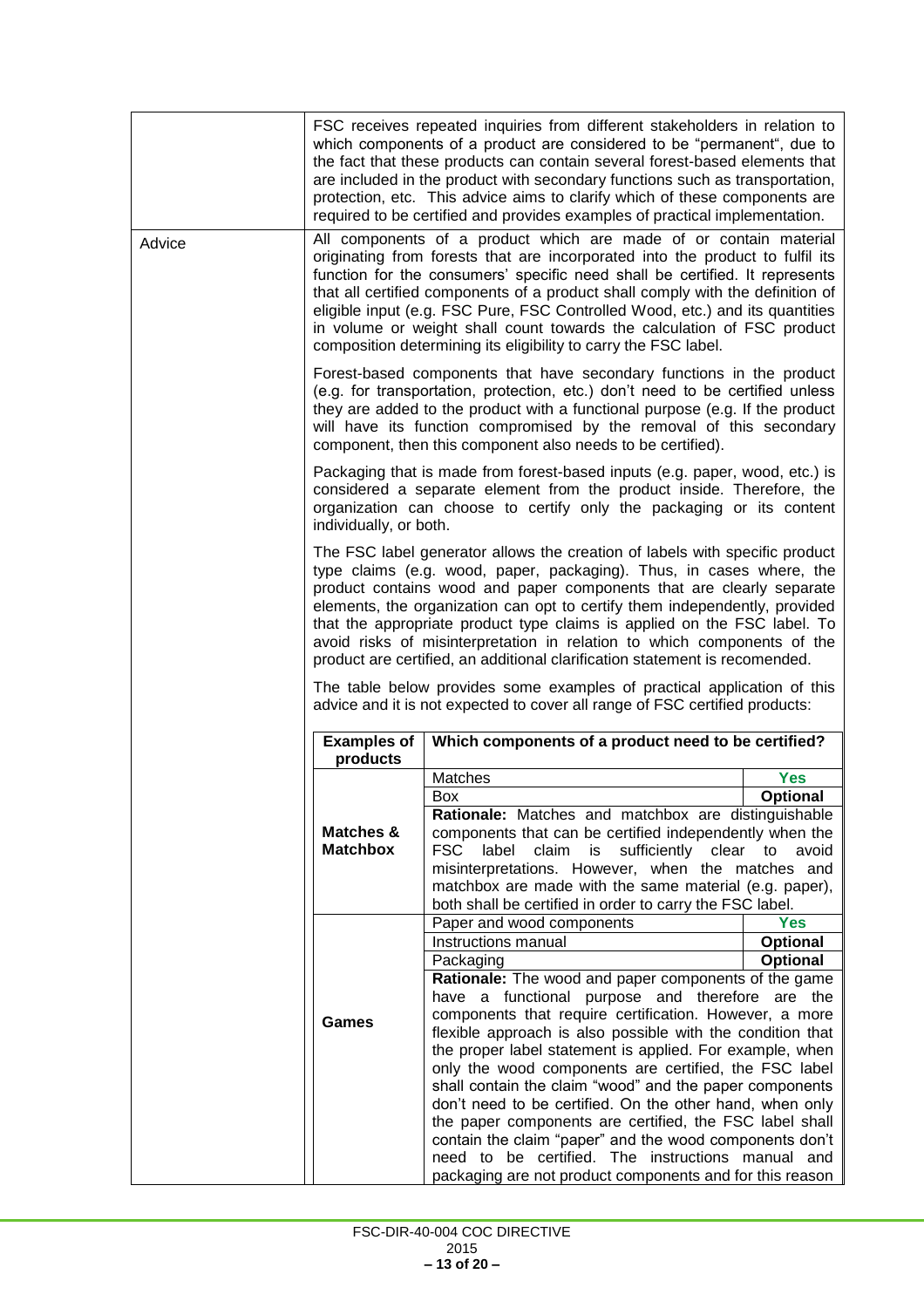| | |
|---|---|
| | FSC receives repeated inquiries from different stakeholders in relation to which components of a product are considered to be "permanent", due to the fact that these products can contain several forest-based elements that are included in the product with secondary functions such as transportation, protection, etc. This advice aims to clarify which of these components are required to be certified and provides examples of practical implementation. |
| Advice | All components of a product which are made of or contain material originating from forests that are incorporated into the product to fulfil its function for the consumers' specific need shall be certified. It represents that all certified components of a product shall comply with the definition of eligible input (e.g. FSC Pure, FSC Controlled Wood, etc.) and its quantities in volume or weight shall count towards the calculation of FSC product composition determining its eligibility to carry the FSC label.<br><br>Forest-based components that have secondary functions in the product (e.g. for transportation, protection, etc.) don't need to be certified unless they are added to the product with a functional purpose (e.g. If the product will have its function compromised by the removal of this secondary component, then this component also needs to be certified).<br><br>Packaging that is made from forest-based inputs (e.g. paper, wood, etc.) is considered a separate element from the product inside. Therefore, the organization can choose to certify only the packaging or its content individually, or both.<br><br>The FSC label generator allows the creation of labels with specific product type claims (e.g. wood, paper, packaging). Thus, in cases where, the product contains wood and paper components that are clearly separate elements, the organization can opt to certify them independently, provided that the appropriate product type claims is applied on the FSC label. To avoid risks of misinterpretation in relation to which components of the product are certified, an additional clarification statement is recomended.<br><br>The table below provides some examples of practical application of this advice and it is not expected to cover all range of FSC certified products: |

| Examples of products | Which components of a product need to be certified? | |
|---|---|---|
| **Matches & Matchbox** | Matches | **Yes** |
| | Box | **Optional** |
| | **Rationale:** Matches and matchbox are distinguishable components that can be certified independently when the FSC label claim is sufficiently clear to avoid misinterpretations. However, when the matches and matchbox are made with the same material (e.g. paper), both shall be certified in order to carry the FSC label. | |
| **Games** | Paper and wood components | **Yes** |
| | Instructions manual | **Optional** |
| | Packaging | **Optional** |
| | **Rationale:** The wood and paper components of the game have a functional purpose and therefore are the components that require certification. However, a more flexible approach is also possible with the condition that the proper label statement is applied. For example, when only the wood components are certified, the FSC label shall contain the claim "wood" and the paper components don't need to be certified. On the other hand, when only the paper components are certified, the FSC label shall contain the claim "paper" and the wood components don't need to be certified. The instructions manual and packaging are not product components and for this reason | |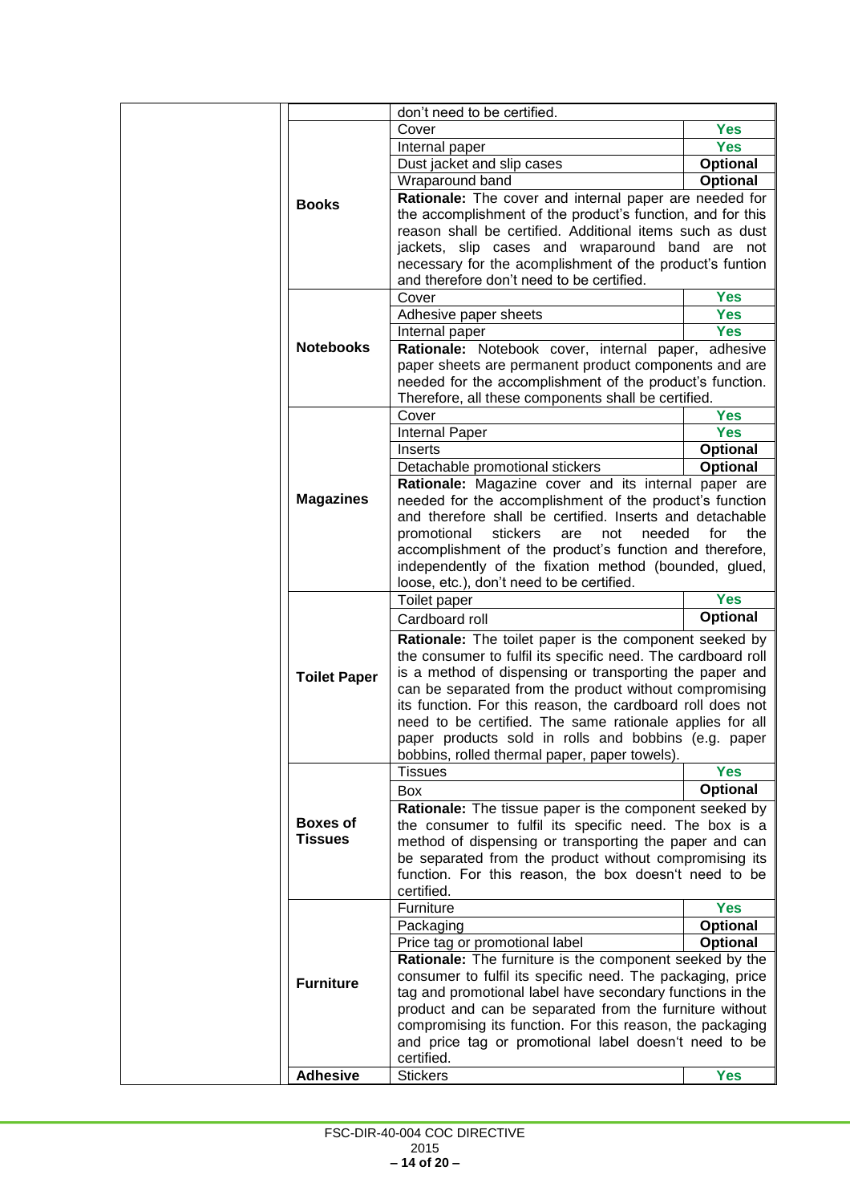| | | | |
|---|---|---|---|
| | | don't need to be certified. | |
| | **Books** | Cover | **Yes** |
| | | Internal paper | **Yes** |
| | | Dust jacket and slip cases | **Optional** |
| | | Wraparound band | **Optional** |
| | | **Rationale:** The cover and internal paper are needed for the accomplishment of the product's function, and for this reason shall be certified. Additional items such as dust jackets, slip cases and wraparound band are not necessary for the acomplishment of the product's funtion and therefore don't need to be certified. | |
| | **Notebooks** | Cover | **Yes** |
| | | Adhesive paper sheets | **Yes** |
| | | Internal paper | **Yes** |
| | | **Rationale:** Notebook cover, internal paper, adhesive paper sheets are permanent product components and are needed for the accomplishment of the product's function. Therefore, all these components shall be certified. | |
| | **Magazines** | Cover | **Yes** |
| | | Internal Paper | **Yes** |
| | | Inserts | **Optional** |
| | | Detachable promotional stickers | **Optional** |
| | | **Rationale:** Magazine cover and its internal paper are needed for the accomplishment of the product's function and therefore shall be certified. Inserts and detachable promotional stickers are not needed for the accomplishment of the product's function and therefore, independently of the fixation method (bounded, glued, loose, etc.), don't need to be certified. | |
| | **Toilet Paper** | Toilet paper | **Yes** |
| | | Cardboard roll | **Optional** |
| | | **Rationale:** The toilet paper is the component seeked by the consumer to fulfil its specific need. The cardboard roll is a method of dispensing or transporting the paper and can be separated from the product without compromising its function. For this reason, the cardboard roll does not need to be certified. The same rationale applies for all paper products sold in rolls and bobbins (e.g. paper bobbins, rolled thermal paper, paper towels). | |
| | **Boxes of Tissues** | Tissues | **Yes** |
| | | Box | **Optional** |
| | | **Rationale:** The tissue paper is the component seeked by the consumer to fulfil its specific need. The box is a method of dispensing or transporting the paper and can be separated from the product without compromising its function. For this reason, the box doesn't need to be certified. | |
| | **Furniture** | Furniture | **Yes** |
| | | Packaging | **Optional** |
| | | Price tag or promotional label | **Optional** |
| | | **Rationale:** The furniture is the component seeked by the consumer to fulfil its specific need. The packaging, price tag and promotional label have secondary functions in the product and can be separated from the furniture without compromising its function. For this reason, the packaging and price tag or promotional label doesn't need to be certified. | |
| | **Adhesive** | Stickers | **Yes** |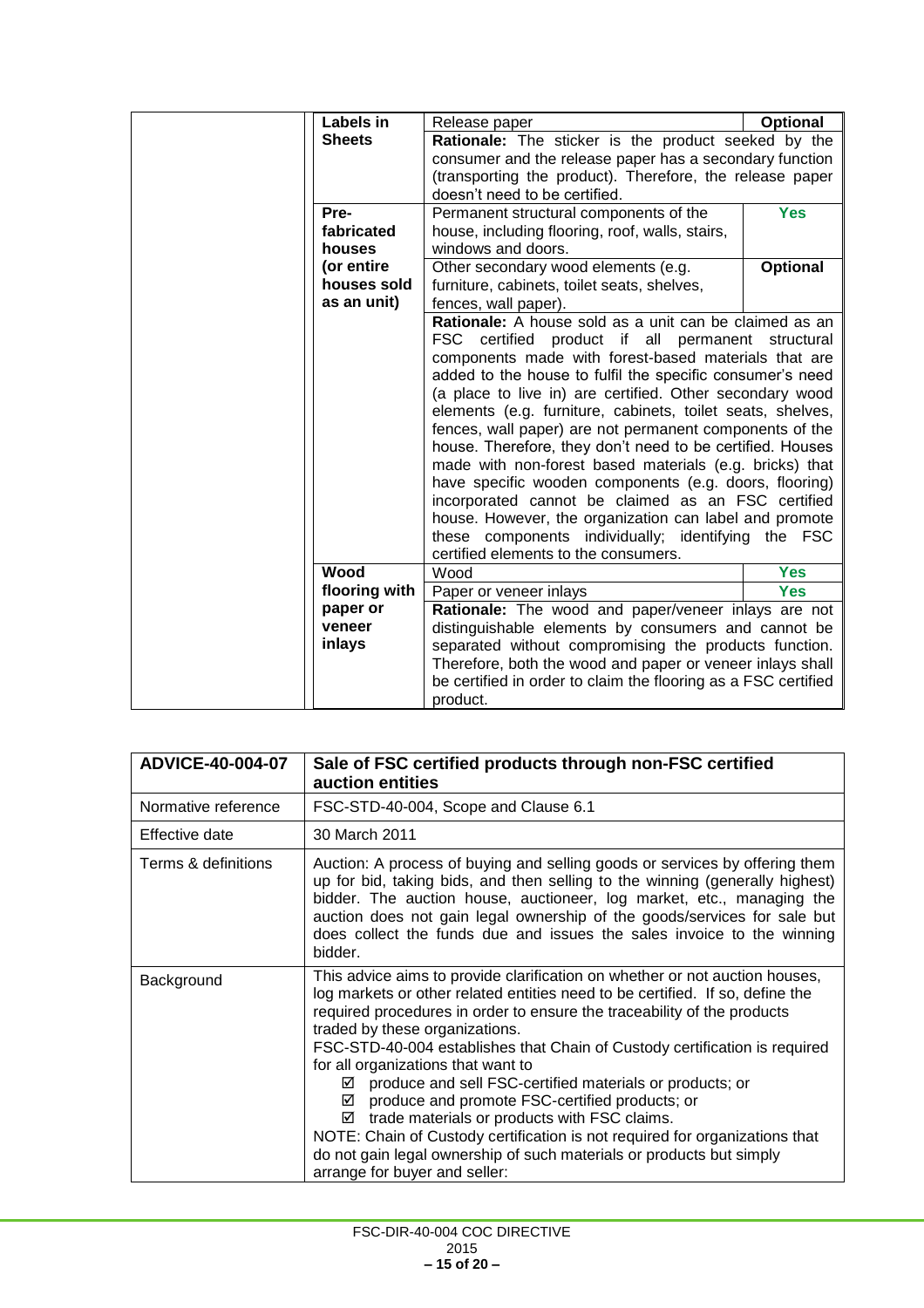| | Product | Component | Certification required |
|---|---|---|---|
| | **Labels in Sheets** | Release paper | **Optional** |
| | | **Rationale:** The sticker is the product seeked by the consumer and the release paper has a secondary function (transporting the product). Therefore, the release paper doesn't need to be certified. | |
| | **Pre-fabricated houses (or entire houses sold as an unit)** | Permanent structural components of the house, including flooring, roof, walls, stairs, windows and doors. | **Yes** |
| | | Other secondary wood elements (e.g. furniture, cabinets, toilet seats, shelves, fences, wall paper). | **Optional** |
| | | **Rationale:** A house sold as a unit can be claimed as an FSC certified product if all permanent structural components made with forest-based materials that are added to the house to fulfil the specific consumer's need (a place to live in) are certified. Other secondary wood elements (e.g. furniture, cabinets, toilet seats, shelves, fences, wall paper) are not permanent components of the house. Therefore, they don't need to be certified. Houses made with non-forest based materials (e.g. bricks) that have specific wooden components (e.g. doors, flooring) incorporated cannot be claimed as an FSC certified house. However, the organization can label and promote these components individually; identifying the FSC certified elements to the consumers. | |
| | **Wood flooring with paper or veneer inlays** | Wood | **Yes** |
| | | Paper or veneer inlays | **Yes** |
| | | **Rationale:** The wood and paper/veneer inlays are not distinguishable elements by consumers and cannot be separated without compromising the products function. Therefore, both the wood and paper or veneer inlays shall be certified in order to claim the flooring as a FSC certified product. | |

| **ADVICE-40-004-07** | **Sale of FSC certified products through non-FSC certified auction entities** |
|---|---|
| Normative reference | FSC-STD-40-004, Scope and Clause 6.1 |
| Effective date | 30 March 2011 |
| Terms & definitions | Auction: A process of buying and selling goods or services by offering them up for bid, taking bids, and then selling to the winning (generally highest) bidder. The auction house, auctioneer, log market, etc., managing the auction does not gain legal ownership of the goods/services for sale but does collect the funds due and issues the sales invoice to the winning bidder. |
| Background | This advice aims to provide clarification on whether or not auction houses, log markets or other related entities need to be certified. If so, define the required procedures in order to ensure the traceability of the products traded by these organizations.<br>FSC-STD-40-004 establishes that Chain of Custody certification is required for all organizations that want to<br>☑ produce and sell FSC-certified materials or products; or<br>☑ produce and promote FSC-certified products; or<br>☑ trade materials or products with FSC claims.<br>NOTE: Chain of Custody certification is not required for organizations that do not gain legal ownership of such materials or products but simply arrange for buyer and seller: |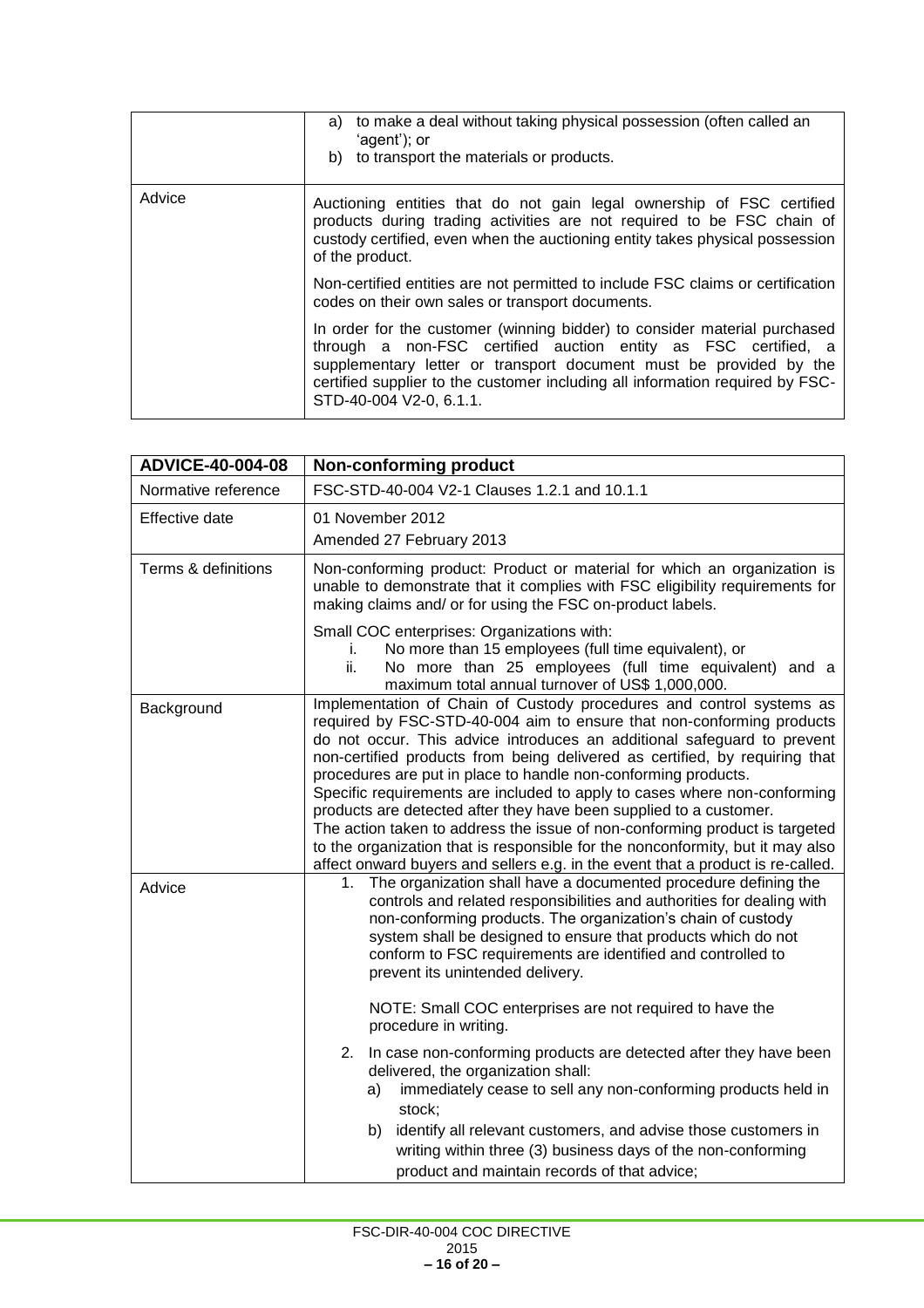| | |
|---|---|
| | a) to make a deal without taking physical possession (often called an 'agent'); or<br>b) to transport the materials or products. |
| Advice | Auctioning entities that do not gain legal ownership of FSC certified products during trading activities are not required to be FSC chain of custody certified, even when the auctioning entity takes physical possession of the product.<br><br>Non-certified entities are not permitted to include FSC claims or certification codes on their own sales or transport documents.<br><br>In order for the customer (winning bidder) to consider material purchased through a non-FSC certified auction entity as FSC certified, a supplementary letter or transport document must be provided by the certified supplier to the customer including all information required by FSC-STD-40-004 V2-0, 6.1.1. |

| **ADVICE-40-004-08** | **Non-conforming product** |
|---|---|
| Normative reference | FSC-STD-40-004 V2-1 Clauses 1.2.1 and 10.1.1 |
| Effective date | 01 November 2012<br>Amended 27 February 2013 |
| Terms & definitions | Non-conforming product: Product or material for which an organization is unable to demonstrate that it complies with FSC eligibility requirements for making claims and/ or for using the FSC on-product labels.<br><br>Small COC enterprises: Organizations with:<br>i. No more than 15 employees (full time equivalent), or<br>ii. No more than 25 employees (full time equivalent) and a maximum total annual turnover of US$ 1,000,000. |
| Background | Implementation of Chain of Custody procedures and control systems as required by FSC-STD-40-004 aim to ensure that non-conforming products do not occur. This advice introduces an additional safeguard to prevent non-certified products from being delivered as certified, by requiring that procedures are put in place to handle non-conforming products.<br>Specific requirements are included to apply to cases where non-conforming products are detected after they have been supplied to a customer.<br>The action taken to address the issue of non-conforming product is targeted to the organization that is responsible for the nonconformity, but it may also affect onward buyers and sellers e.g. in the event that a product is re-called. |
| Advice | 1. The organization shall have a documented procedure defining the controls and related responsibilities and authorities for dealing with non-conforming products. The organization's chain of custody system shall be designed to ensure that products which do not conform to FSC requirements are identified and controlled to prevent its unintended delivery.<br><br>NOTE: Small COC enterprises are not required to have the procedure in writing.<br><br>2. In case non-conforming products are detected after they have been delivered, the organization shall:<br>a) immediately cease to sell any non-conforming products held in stock;<br>b) identify all relevant customers, and advise those customers in writing within three (3) business days of the non-conforming product and maintain records of that advice; |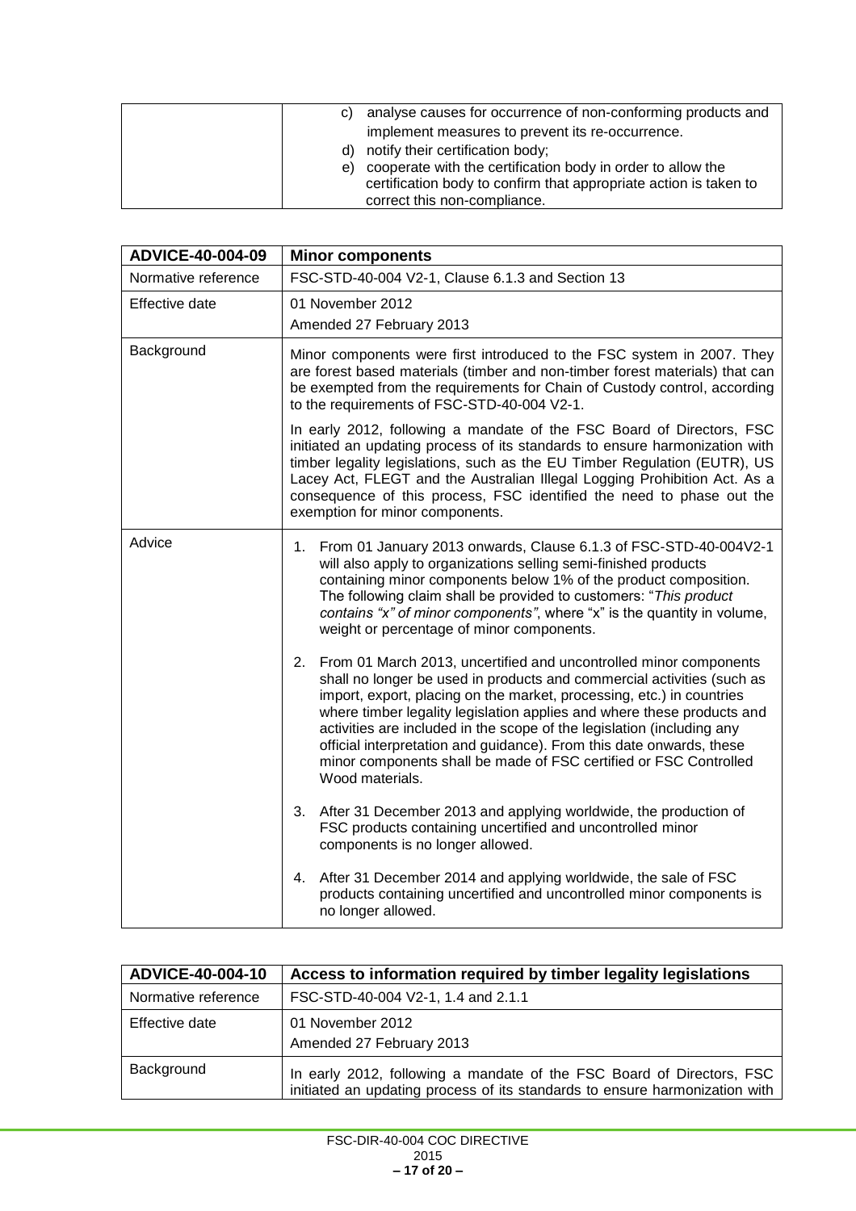| | |
|---|---|
| | c) analyse causes for occurrence of non-conforming products and implement measures to prevent its re-occurrence.<br>d) notify their certification body;<br>e) cooperate with the certification body in order to allow the certification body to confirm that appropriate action is taken to correct this non-compliance. |

| ADVICE-40-004-09 | Minor components |
|---|---|
| Normative reference | FSC-STD-40-004 V2-1, Clause 6.1.3 and Section 13 |
| Effective date | 01 November 2012<br>Amended 27 February 2013 |
| Background | Minor components were first introduced to the FSC system in 2007. They are forest based materials (timber and non-timber forest materials) that can be exempted from the requirements for Chain of Custody control, according to the requirements of FSC-STD-40-004 V2-1.<br><br>In early 2012, following a mandate of the FSC Board of Directors, FSC initiated an updating process of its standards to ensure harmonization with timber legality legislations, such as the EU Timber Regulation (EUTR), US Lacey Act, FLEGT and the Australian Illegal Logging Prohibition Act. As a consequence of this process, FSC identified the need to phase out the exemption for minor components. |
| Advice | 1. From 01 January 2013 onwards, Clause 6.1.3 of FSC-STD-40-004V2-1 will also apply to organizations selling semi-finished products containing minor components below 1% of the product composition. The following claim shall be provided to customers: "*This product contains "x" of minor components"*, where "x" is the quantity in volume, weight or percentage of minor components.<br><br>2. From 01 March 2013, uncertified and uncontrolled minor components shall no longer be used in products and commercial activities (such as import, export, placing on the market, processing, etc.) in countries where timber legality legislation applies and where these products and activities are included in the scope of the legislation (including any official interpretation and guidance). From this date onwards, these minor components shall be made of FSC certified or FSC Controlled Wood materials.<br><br>3. After 31 December 2013 and applying worldwide, the production of FSC products containing uncertified and uncontrolled minor components is no longer allowed.<br><br>4. After 31 December 2014 and applying worldwide, the sale of FSC products containing uncertified and uncontrolled minor components is no longer allowed. |

| ADVICE-40-004-10 | Access to information required by timber legality legislations |
|---|---|
| Normative reference | FSC-STD-40-004 V2-1, 1.4 and 2.1.1 |
| Effective date | 01 November 2012<br>Amended 27 February 2013 |
| Background | In early 2012, following a mandate of the FSC Board of Directors, FSC initiated an updating process of its standards to ensure harmonization with |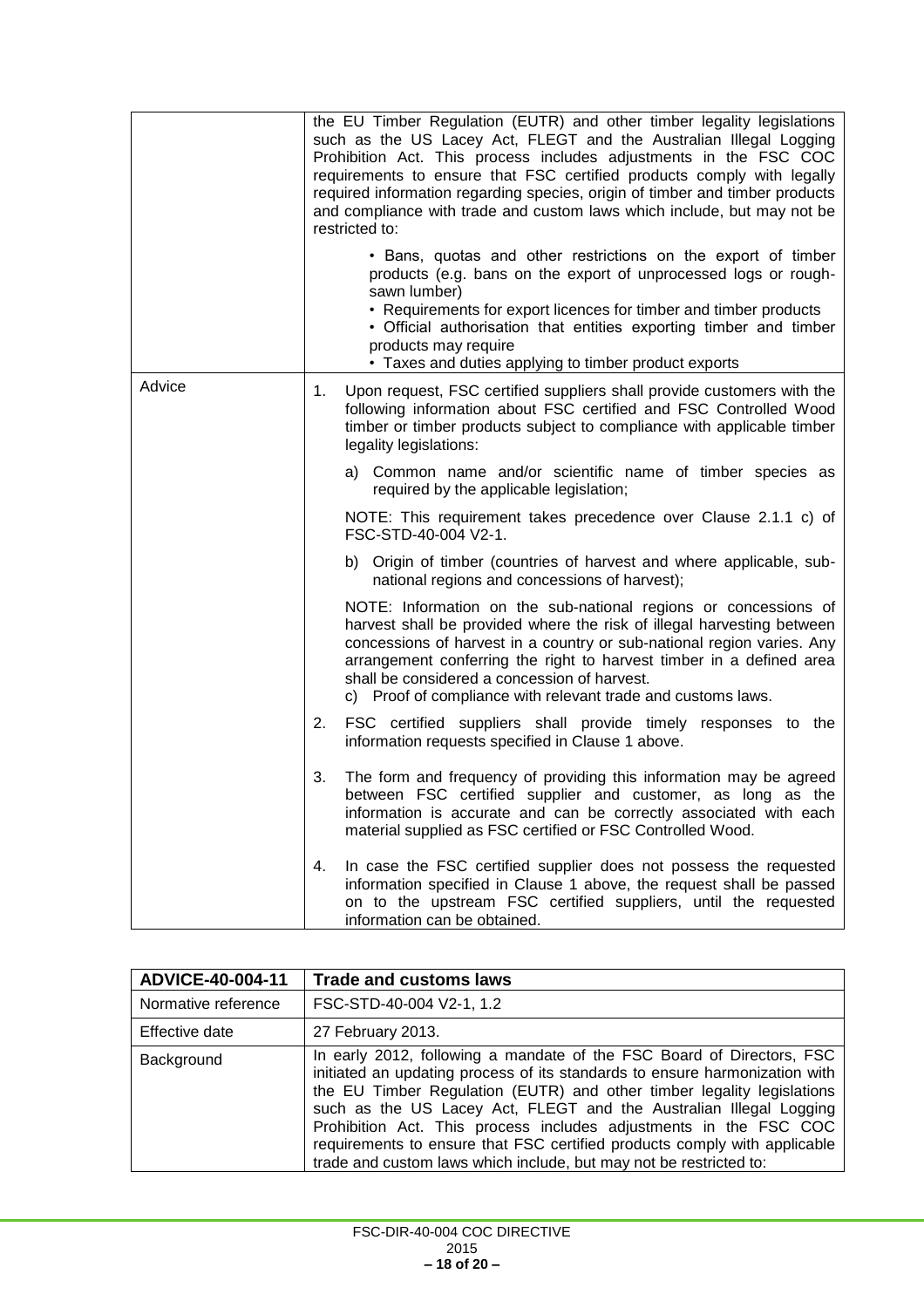| | |
|---|---|
| | the EU Timber Regulation (EUTR) and other timber legality legislations such as the US Lacey Act, FLEGT and the Australian Illegal Logging Prohibition Act. This process includes adjustments in the FSC COC requirements to ensure that FSC certified products comply with legally required information regarding species, origin of timber and timber products and compliance with trade and custom laws which include, but may not be restricted to:<br><br>• Bans, quotas and other restrictions on the export of timber products (e.g. bans on the export of unprocessed logs or rough-sawn lumber)<br>• Requirements for export licences for timber and timber products<br>• Official authorisation that entities exporting timber and timber products may require<br>• Taxes and duties applying to timber product exports |
| Advice | 1. Upon request, FSC certified suppliers shall provide customers with the following information about FSC certified and FSC Controlled Wood timber or timber products subject to compliance with applicable timber legality legislations:<br><br>a) Common name and/or scientific name of timber species as required by the applicable legislation;<br><br>NOTE: This requirement takes precedence over Clause 2.1.1 c) of FSC-STD-40-004 V2-1.<br><br>b) Origin of timber (countries of harvest and where applicable, sub-national regions and concessions of harvest);<br><br>NOTE: Information on the sub-national regions or concessions of harvest shall be provided where the risk of illegal harvesting between concessions of harvest in a country or sub-national region varies. Any arrangement conferring the right to harvest timber in a defined area shall be considered a concession of harvest.<br>c) Proof of compliance with relevant trade and customs laws.<br><br>2. FSC certified suppliers shall provide timely responses to the information requests specified in Clause 1 above.<br><br>3. The form and frequency of providing this information may be agreed between FSC certified supplier and customer, as long as the information is accurate and can be correctly associated with each material supplied as FSC certified or FSC Controlled Wood.<br><br>4. In case the FSC certified supplier does not possess the requested information specified in Clause 1 above, the request shall be passed on to the upstream FSC certified suppliers, until the requested information can be obtained. |

| **ADVICE-40-004-11** | **Trade and customs laws** |
|---|---|
| Normative reference | FSC-STD-40-004 V2-1, 1.2 |
| Effective date | 27 February 2013. |
| Background | In early 2012, following a mandate of the FSC Board of Directors, FSC initiated an updating process of its standards to ensure harmonization with the EU Timber Regulation (EUTR) and other timber legality legislations such as the US Lacey Act, FLEGT and the Australian Illegal Logging Prohibition Act. This process includes adjustments in the FSC COC requirements to ensure that FSC certified products comply with applicable trade and custom laws which include, but may not be restricted to: |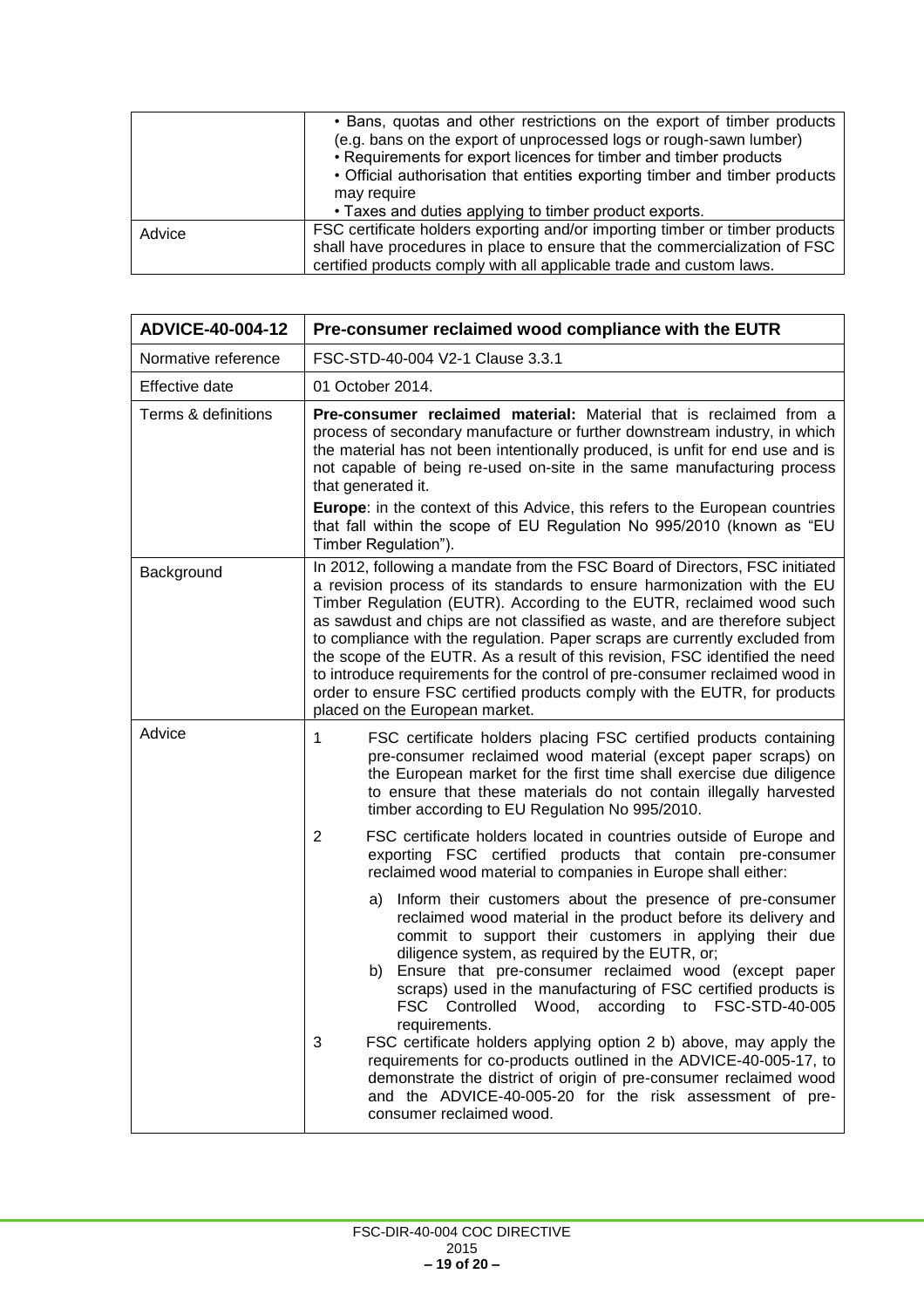| | |
|---|---|
| | • Bans, quotas and other restrictions on the export of timber products (e.g. bans on the export of unprocessed logs or rough-sawn lumber)<br>• Requirements for export licences for timber and timber products<br>• Official authorisation that entities exporting timber and timber products may require<br>• Taxes and duties applying to timber product exports. |
| Advice | FSC certificate holders exporting and/or importing timber or timber products shall have procedures in place to ensure that the commercialization of FSC certified products comply with all applicable trade and custom laws. |

| **ADVICE-40-004-12** | **Pre-consumer reclaimed wood compliance with the EUTR** |
|---|---|
| Normative reference | FSC-STD-40-004 V2-1 Clause 3.3.1 |
| Effective date | 01 October 2014. |
| Terms & definitions | **Pre-consumer reclaimed material:** Material that is reclaimed from a process of secondary manufacture or further downstream industry, in which the material has not been intentionally produced, is unfit for end use and is not capable of being re-used on-site in the same manufacturing process that generated it.<br>**Europe**: in the context of this Advice, this refers to the European countries that fall within the scope of EU Regulation No 995/2010 (known as "EU Timber Regulation"). |
| Background | In 2012, following a mandate from the FSC Board of Directors, FSC initiated a revision process of its standards to ensure harmonization with the EU Timber Regulation (EUTR). According to the EUTR, reclaimed wood such as sawdust and chips are not classified as waste, and are therefore subject to compliance with the regulation. Paper scraps are currently excluded from the scope of the EUTR. As a result of this revision, FSC identified the need to introduce requirements for the control of pre-consumer reclaimed wood in order to ensure FSC certified products comply with the EUTR, for products placed on the European market. |
| Advice | 1 FSC certificate holders placing FSC certified products containing pre-consumer reclaimed wood material (except paper scraps) on the European market for the first time shall exercise due diligence to ensure that these materials do not contain illegally harvested timber according to EU Regulation No 995/2010.<br>2 FSC certificate holders located in countries outside of Europe and exporting FSC certified products that contain pre-consumer reclaimed wood material to companies in Europe shall either:<br>a) Inform their customers about the presence of pre-consumer reclaimed wood material in the product before its delivery and commit to support their customers in applying their due diligence system, as required by the EUTR, or;<br>b) Ensure that pre-consumer reclaimed wood (except paper scraps) used in the manufacturing of FSC certified products is FSC Controlled Wood, according to FSC-STD-40-005 requirements.<br>3 FSC certificate holders applying option 2 b) above, may apply the requirements for co-products outlined in the ADVICE-40-005-17, to demonstrate the district of origin of pre-consumer reclaimed wood and the ADVICE-40-005-20 for the risk assessment of pre-consumer reclaimed wood. |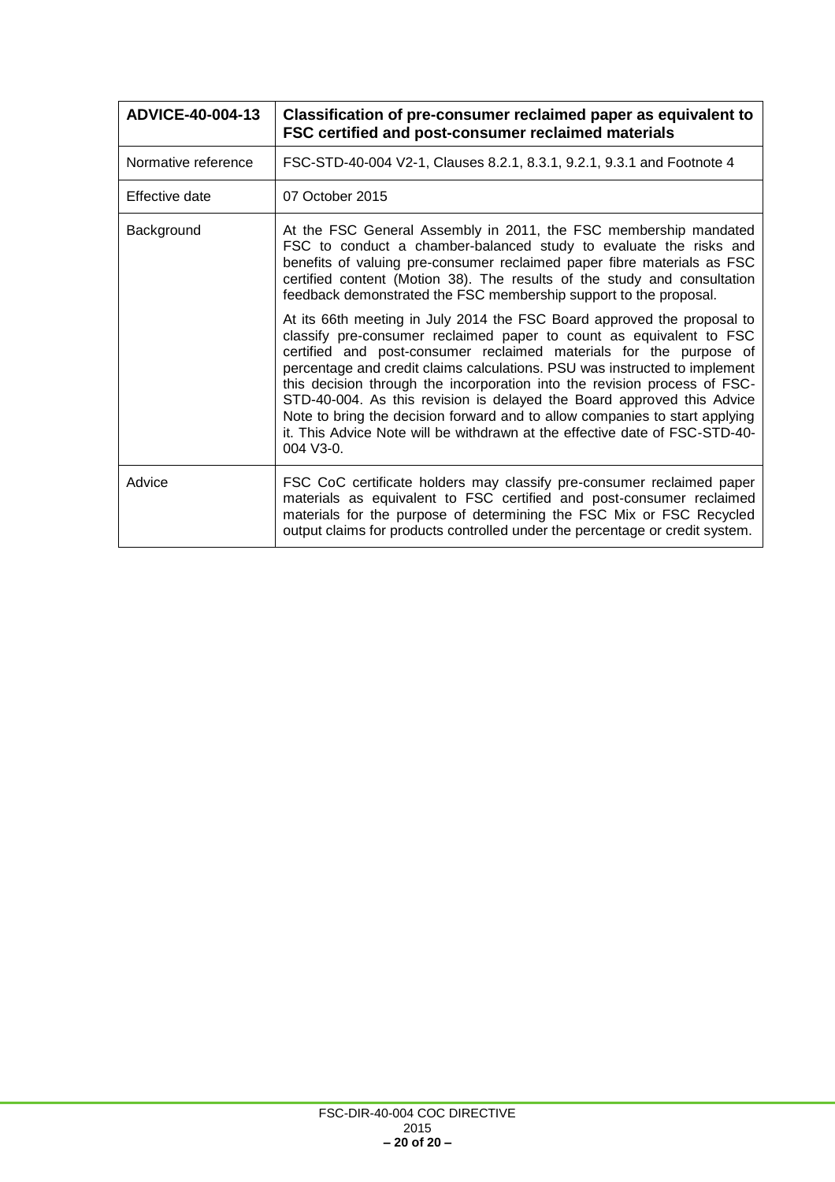| ADVICE-40-004-13 | Classification of pre-consumer reclaimed paper as equivalent to FSC certified and post-consumer reclaimed materials |
|---|---|
| Normative reference | FSC-STD-40-004 V2-1, Clauses 8.2.1, 8.3.1, 9.2.1, 9.3.1 and Footnote 4 |
| Effective date | 07 October 2015 |
| Background | At the FSC General Assembly in 2011, the FSC membership mandated FSC to conduct a chamber-balanced study to evaluate the risks and benefits of valuing pre-consumer reclaimed paper fibre materials as FSC certified content (Motion 38). The results of the study and consultation feedback demonstrated the FSC membership support to the proposal.<br><br>At its 66th meeting in July 2014 the FSC Board approved the proposal to classify pre-consumer reclaimed paper to count as equivalent to FSC certified and post-consumer reclaimed materials for the purpose of percentage and credit claims calculations. PSU was instructed to implement this decision through the incorporation into the revision process of FSC-STD-40-004. As this revision is delayed the Board approved this Advice Note to bring the decision forward and to allow companies to start applying it. This Advice Note will be withdrawn at the effective date of FSC-STD-40-004 V3-0. |
| Advice | FSC CoC certificate holders may classify pre-consumer reclaimed paper materials as equivalent to FSC certified and post-consumer reclaimed materials for the purpose of determining the FSC Mix or FSC Recycled output claims for products controlled under the percentage or credit system. |